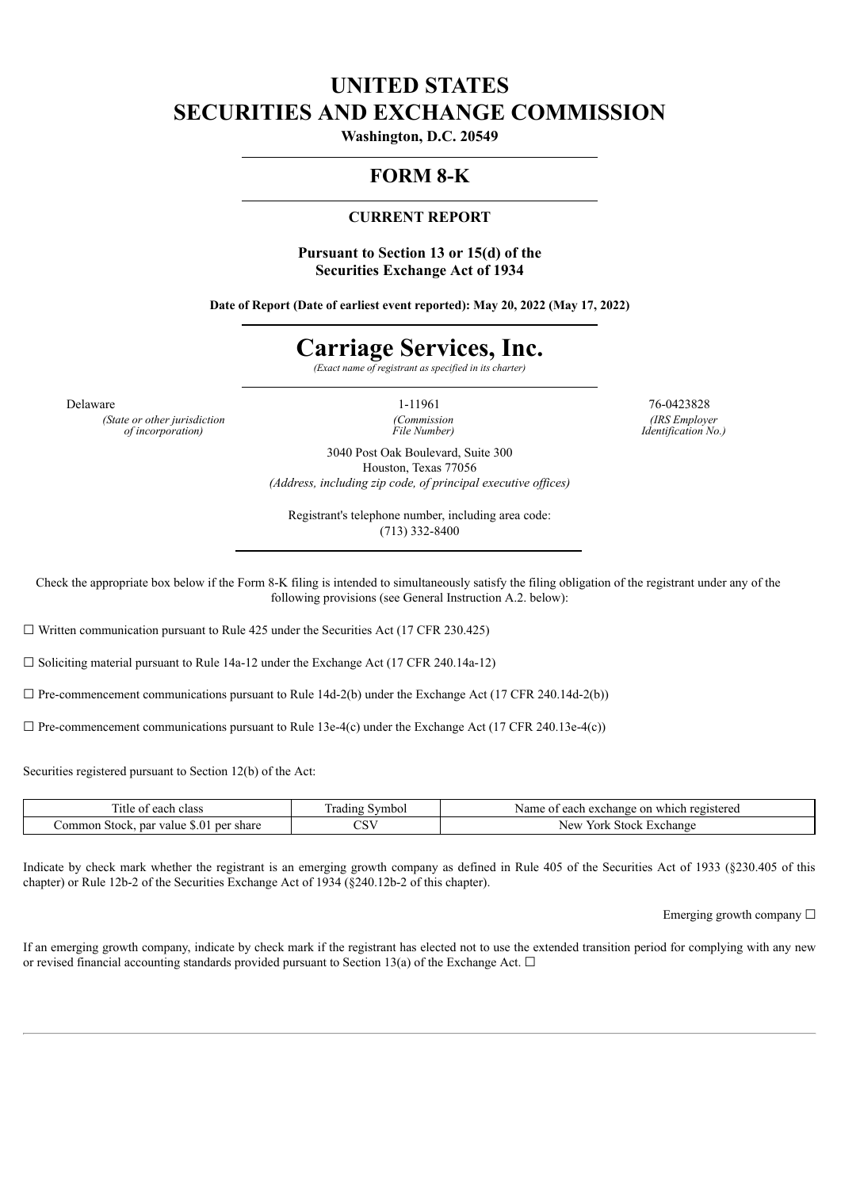# UNITED STATES
# SECURITIES AND EXCHANGE COMMISSION

**Washington, D.C. 20549**

## FORM 8-K

### CURRENT REPORT

**Pursuant to Section 13 or 15(d) of the**
**Securities Exchange Act of 1934**

**Date of Report (Date of earliest event reported): May 20, 2022 (May 17, 2022)**

# Carriage Services, Inc.

*(Exact name of registrant as specified in its charter)*

| Delaware | 1-11961 | 76-0423828 |
|---|---|---|
| *(State or other jurisdiction of incorporation)* | *(Commission File Number)* | *(IRS Employer Identification No.)* |

3040 Post Oak Boulevard, Suite 300
Houston, Texas 77056
*(Address, including zip code, of principal executive offices)*

Registrant's telephone number, including area code:
(713) 332-8400

Check the appropriate box below if the Form 8-K filing is intended to simultaneously satisfy the filing obligation of the registrant under any of the following provisions (see General Instruction A.2. below):

☐ Written communication pursuant to Rule 425 under the Securities Act (17 CFR 230.425)

☐ Soliciting material pursuant to Rule 14a-12 under the Exchange Act (17 CFR 240.14a-12)

☐ Pre-commencement communications pursuant to Rule 14d-2(b) under the Exchange Act (17 CFR 240.14d-2(b))

☐ Pre-commencement communications pursuant to Rule 13e-4(c) under the Exchange Act (17 CFR 240.13e-4(c))

Securities registered pursuant to Section 12(b) of the Act:

| Title of each class | Trading Symbol | Name of each exchange on which registered |
|---|---|---|
| Common Stock, par value $.01 per share | CSV | New York Stock Exchange |

Indicate by check mark whether the registrant is an emerging growth company as defined in Rule 405 of the Securities Act of 1933 (§230.405 of this chapter) or Rule 12b-2 of the Securities Exchange Act of 1934 (§240.12b-2 of this chapter).

Emerging growth company ☐

If an emerging growth company, indicate by check mark if the registrant has elected not to use the extended transition period for complying with any new or revised financial accounting standards provided pursuant to Section 13(a) of the Exchange Act. ☐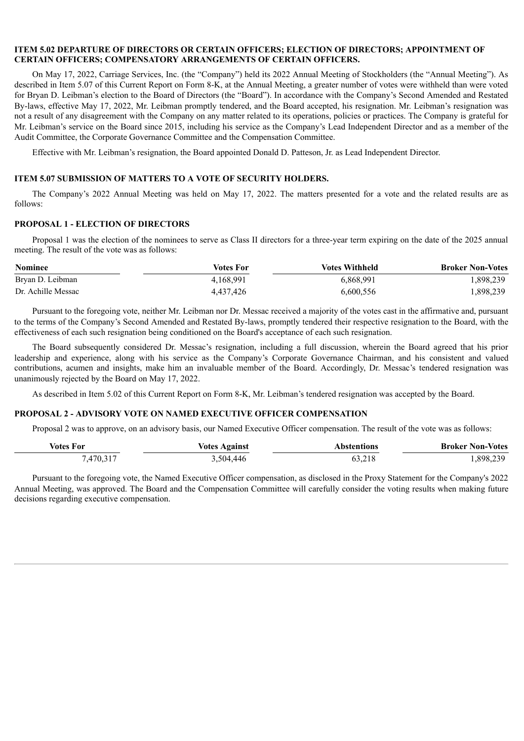**ITEM 5.02 DEPARTURE OF DIRECTORS OR CERTAIN OFFICERS; ELECTION OF DIRECTORS; APPOINTMENT OF CERTAIN OFFICERS; COMPENSATORY ARRANGEMENTS OF CERTAIN OFFICERS.**

On May 17, 2022, Carriage Services, Inc. (the "Company") held its 2022 Annual Meeting of Stockholders (the "Annual Meeting"). As described in Item 5.07 of this Current Report on Form 8-K, at the Annual Meeting, a greater number of votes were withheld than were voted for Bryan D. Leibman's election to the Board of Directors (the "Board"). In accordance with the Company's Second Amended and Restated By-laws, effective May 17, 2022, Mr. Leibman promptly tendered, and the Board accepted, his resignation. Mr. Leibman's resignation was not a result of any disagreement with the Company on any matter related to its operations, policies or practices. The Company is grateful for Mr. Leibman's service on the Board since 2015, including his service as the Company's Lead Independent Director and as a member of the Audit Committee, the Corporate Governance Committee and the Compensation Committee.

Effective with Mr. Leibman's resignation, the Board appointed Donald D. Patteson, Jr. as Lead Independent Director.

**ITEM 5.07 SUBMISSION OF MATTERS TO A VOTE OF SECURITY HOLDERS.**

The Company's 2022 Annual Meeting was held on May 17, 2022. The matters presented for a vote and the related results are as follows:

**PROPOSAL 1 - ELECTION OF DIRECTORS**

Proposal 1 was the election of the nominees to serve as Class II directors for a three-year term expiring on the date of the 2025 annual meeting. The result of the vote was as follows:

| Nominee | Votes For | Votes Withheld | Broker Non-Votes |
|---|---|---|---|
| Bryan D. Leibman | 4,168,991 | 6,868,991 | 1,898,239 |
| Dr. Achille Messac | 4,437,426 | 6,600,556 | 1,898,239 |

Pursuant to the foregoing vote, neither Mr. Leibman nor Dr. Messac received a majority of the votes cast in the affirmative and, pursuant to the terms of the Company's Second Amended and Restated By-laws, promptly tendered their respective resignation to the Board, with the effectiveness of each such resignation being conditioned on the Board's acceptance of each such resignation.

The Board subsequently considered Dr. Messac's resignation, including a full discussion, wherein the Board agreed that his prior leadership and experience, along with his service as the Company's Corporate Governance Chairman, and his consistent and valued contributions, acumen and insights, make him an invaluable member of the Board. Accordingly, Dr. Messac's tendered resignation was unanimously rejected by the Board on May 17, 2022.

As described in Item 5.02 of this Current Report on Form 8-K, Mr. Leibman's tendered resignation was accepted by the Board.

**PROPOSAL 2 - ADVISORY VOTE ON NAMED EXECUTIVE OFFICER COMPENSATION**

Proposal 2 was to approve, on an advisory basis, our Named Executive Officer compensation. The result of the vote was as follows:

| Votes For | Votes Against | Abstentions | Broker Non-Votes |
|---|---|---|---|
| 7,470,317 | 3,504,446 | 63,218 | 1,898,239 |

Pursuant to the foregoing vote, the Named Executive Officer compensation, as disclosed in the Proxy Statement for the Company's 2022 Annual Meeting, was approved. The Board and the Compensation Committee will carefully consider the voting results when making future decisions regarding executive compensation.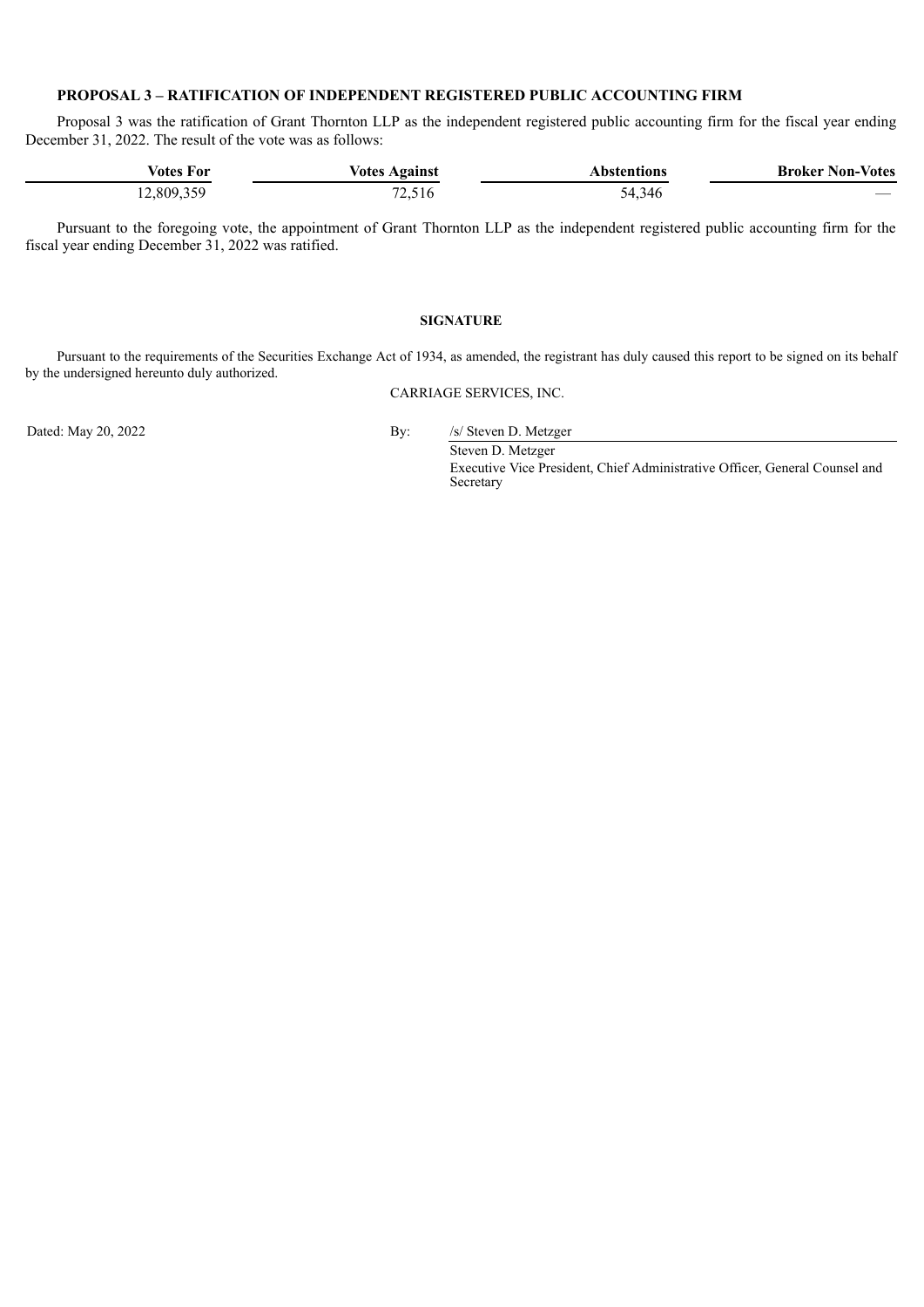### PROPOSAL 3 – RATIFICATION OF INDEPENDENT REGISTERED PUBLIC ACCOUNTING FIRM

Proposal 3 was the ratification of Grant Thornton LLP as the independent registered public accounting firm for the fiscal year ending December 31, 2022. The result of the vote was as follows:

| Votes For | Votes Against | Abstentions | Broker Non-Votes |
|---|---|---|---|
| 12,809,359 | 72,516 | 54,346 | — |

Pursuant to the foregoing vote, the appointment of Grant Thornton LLP as the independent registered public accounting firm for the fiscal year ending December 31, 2022 was ratified.

**SIGNATURE**

Pursuant to the requirements of the Securities Exchange Act of 1934, as amended, the registrant has duly caused this report to be signed on its behalf by the undersigned hereunto duly authorized.

CARRIAGE SERVICES, INC.

Dated: May 20, 2022

By: /s/ Steven D. Metzger

Steven D. Metzger

Executive Vice President, Chief Administrative Officer, General Counsel and Secretary